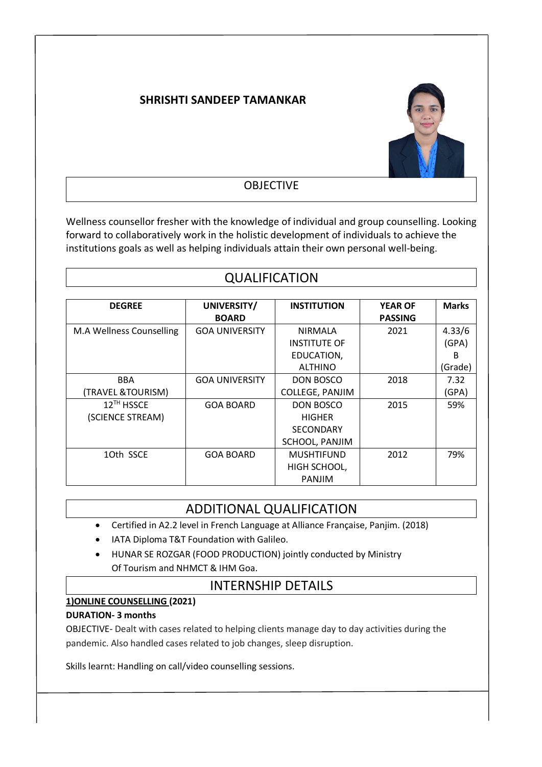# SHRISHTI SANDEEP TAMANKAR

## OBJECTIVE

Wellness counsellor fresher with the knowledge of individual and group counselling. Looking forward to collaboratively work in the holistic development of individuals to achieve the institutions goals as well as helping individuals attain their own personal well-being.

## QUALIFICATION

| DEGREE | UNIVERSITY/ BOARD | INSTITUTION | YEAR OF PASSING | Marks |
|---|---|---|---|---|
| M.A Wellness Counselling | GOA UNIVERSITY | NIRMALA INSTITUTE OF EDUCATION, ALTHINO | 2021 | 4.33/6 (GPA) B (Grade) |
| BBA (TRAVEL &TOURISM) | GOA UNIVERSITY | DON BOSCO COLLEGE, PANJIM | 2018 | 7.32 (GPA) |
| 12TH HSSCE (SCIENCE STREAM) | GOA BOARD | DON BOSCO HIGHER SECONDARY SCHOOL, PANJIM | 2015 | 59% |
| 1Oth SSCE | GOA BOARD | MUSHTIFUND HIGH SCHOOL, PANJIM | 2012 | 79% |

## ADDITIONAL QUALIFICATION

- Certified in A2.2 level in French Language at Alliance Française, Panjim. (2018)
- IATA Diploma T&T Foundation with Galileo.
- HUNAR SE ROZGAR (FOOD PRODUCTION) jointly conducted by Ministry Of Tourism and NHMCT & IHM Goa.

## INTERNSHIP DETAILS

**1)ONLINE COUNSELLING (2021)**

**DURATION- 3 months**

OBJECTIVE- Dealt with cases related to helping clients manage day to day activities during the pandemic. Also handled cases related to job changes, sleep disruption.

Skills learnt: Handling on call/video counselling sessions.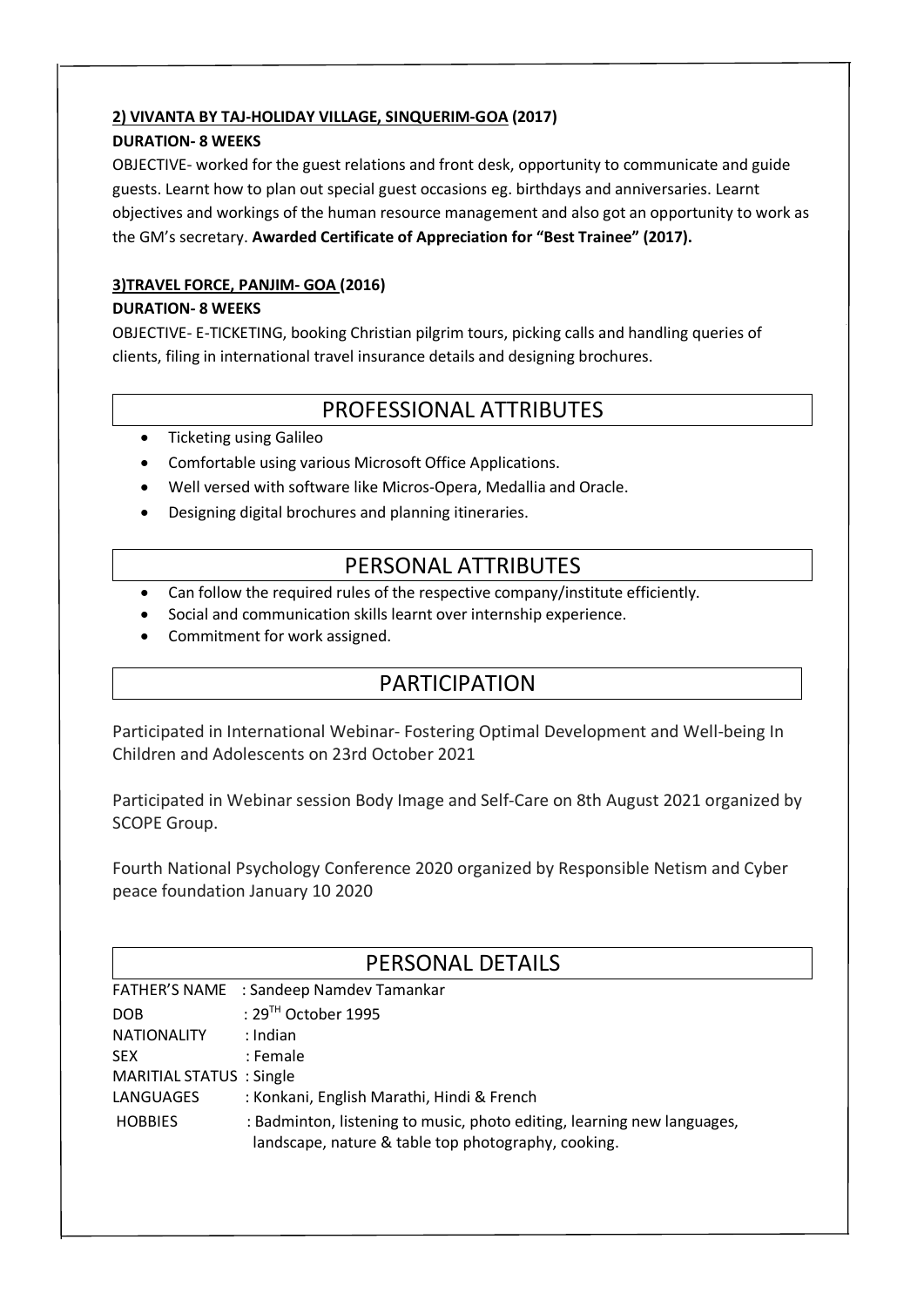**2) VIVANTA BY TAJ-HOLIDAY VILLAGE, SINQUERIM-GOA (2017)**

**DURATION- 8 WEEKS**

OBJECTIVE- worked for the guest relations and front desk, opportunity to communicate and guide guests. Learnt how to plan out special guest occasions eg. birthdays and anniversaries. Learnt objectives and workings of the human resource management and also got an opportunity to work as the GM's secretary. **Awarded Certificate of Appreciation for "Best Trainee" (2017).**

**3)TRAVEL FORCE, PANJIM- GOA (2016)**

**DURATION- 8 WEEKS**

OBJECTIVE- E-TICKETING, booking Christian pilgrim tours, picking calls and handling queries of clients, filing in international travel insurance details and designing brochures.

## PROFESSIONAL ATTRIBUTES

- Ticketing using Galileo
- Comfortable using various Microsoft Office Applications.
- Well versed with software like Micros-Opera, Medallia and Oracle.
- Designing digital brochures and planning itineraries.

## PERSONAL ATTRIBUTES

- Can follow the required rules of the respective company/institute efficiently.
- Social and communication skills learnt over internship experience.
- Commitment for work assigned.

## PARTICIPATION

Participated in International Webinar- Fostering Optimal Development and Well-being In Children and Adolescents on 23rd October 2021

Participated in Webinar session Body Image and Self-Care on 8th August 2021 organized by SCOPE Group.

Fourth National Psychology Conference 2020 organized by Responsible Netism and Cyber peace foundation January 10 2020

## PERSONAL DETAILS

FATHER'S NAME : Sandeep Namdev Tamankar

DOB : 29TH October 1995

NATIONALITY : Indian

SEX : Female

MARITIAL STATUS : Single

LANGUAGES : Konkani, English Marathi, Hindi & French

HOBBIES : Badminton, listening to music, photo editing, learning new languages, landscape, nature & table top photography, cooking.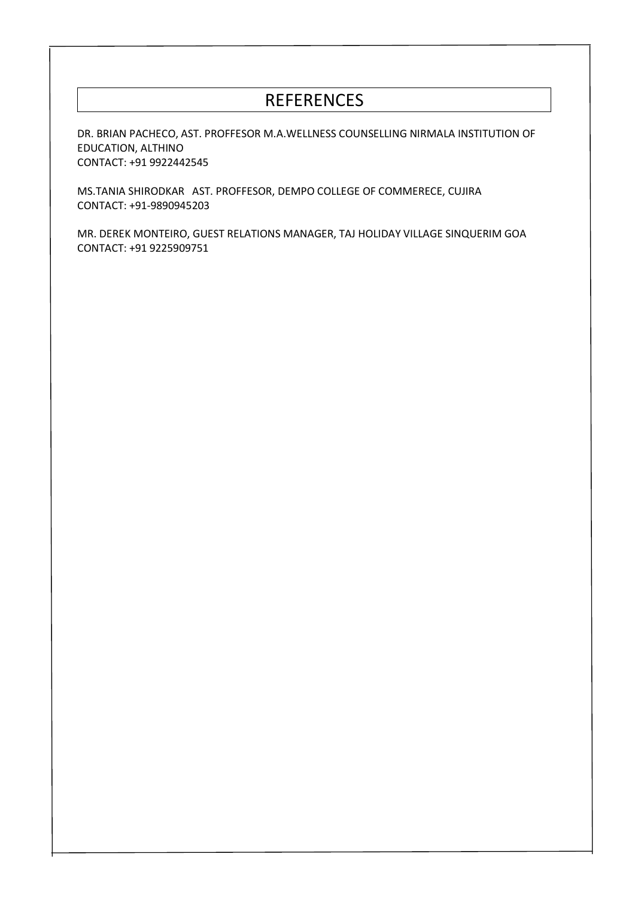## REFERENCES

DR. BRIAN PACHECO, AST. PROFFESOR M.A.WELLNESS COUNSELLING NIRMALA INSTITUTION OF EDUCATION, ALTHINO
CONTACT: +91 9922442545

MS.TANIA SHIRODKAR AST. PROFFESOR, DEMPO COLLEGE OF COMMERECE, CUJIRA
CONTACT: +91-9890945203

MR. DEREK MONTEIRO, GUEST RELATIONS MANAGER, TAJ HOLIDAY VILLAGE SINQUERIM GOA
CONTACT: +91 9225909751